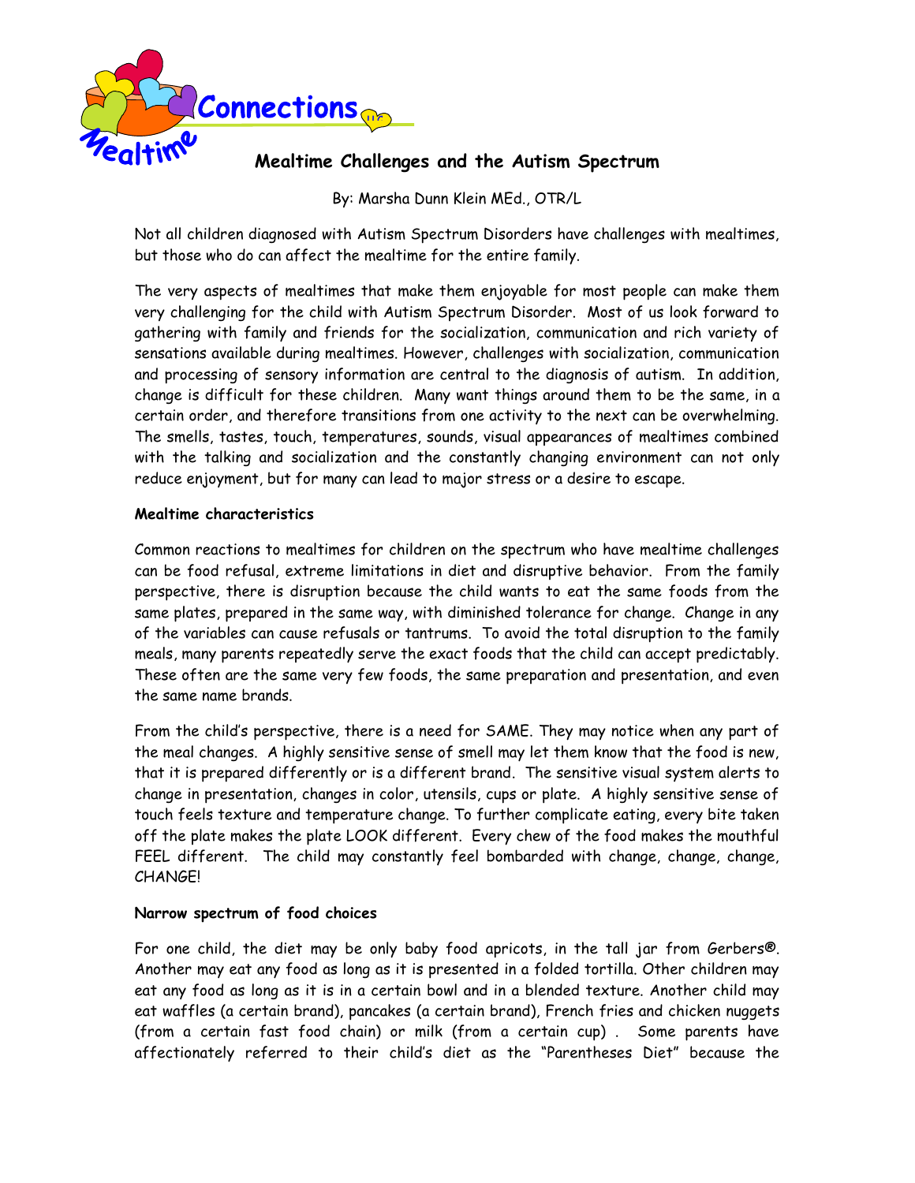# Mealtime Challenges and the Autism Spectrum

By: Marsha Dunn Klein MEd., OTR/L

Not all children diagnosed with Autism Spectrum Disorders have challenges with mealtimes, but those who do can affect the mealtime for the entire family.

The very aspects of mealtimes that make them enjoyable for most people can make them very challenging for the child with Autism Spectrum Disorder. Most of us look forward to gathering with family and friends for the socialization, communication and rich variety of sensations available during mealtimes. However, challenges with socialization, communication and processing of sensory information are central to the diagnosis of autism. In addition, change is difficult for these children. Many want things around them to be the same, in a certain order, and therefore transitions from one activity to the next can be overwhelming. The smells, tastes, touch, temperatures, sounds, visual appearances of mealtimes combined with the talking and socialization and the constantly changing environment can not only reduce enjoyment, but for many can lead to major stress or a desire to escape.

**Mealtime characteristics**

Common reactions to mealtimes for children on the spectrum who have mealtime challenges can be food refusal, extreme limitations in diet and disruptive behavior. From the family perspective, there is disruption because the child wants to eat the same foods from the same plates, prepared in the same way, with diminished tolerance for change. Change in any of the variables can cause refusals or tantrums. To avoid the total disruption to the family meals, many parents repeatedly serve the exact foods that the child can accept predictably. These often are the same very few foods, the same preparation and presentation, and even the same name brands.

From the child's perspective, there is a need for SAME. They may notice when any part of the meal changes. A highly sensitive sense of smell may let them know that the food is new, that it is prepared differently or is a different brand. The sensitive visual system alerts to change in presentation, changes in color, utensils, cups or plate. A highly sensitive sense of touch feels texture and temperature change. To further complicate eating, every bite taken off the plate makes the plate LOOK different. Every chew of the food makes the mouthful FEEL different. The child may constantly feel bombarded with change, change, change, CHANGE!

**Narrow spectrum of food choices**

For one child, the diet may be only baby food apricots, in the tall jar from Gerbers®. Another may eat any food as long as it is presented in a folded tortilla. Other children may eat any food as long as it is in a certain bowl and in a blended texture. Another child may eat waffles (a certain brand), pancakes (a certain brand), French fries and chicken nuggets (from a certain fast food chain) or milk (from a certain cup) . Some parents have affectionately referred to their child's diet as the "Parentheses Diet" because the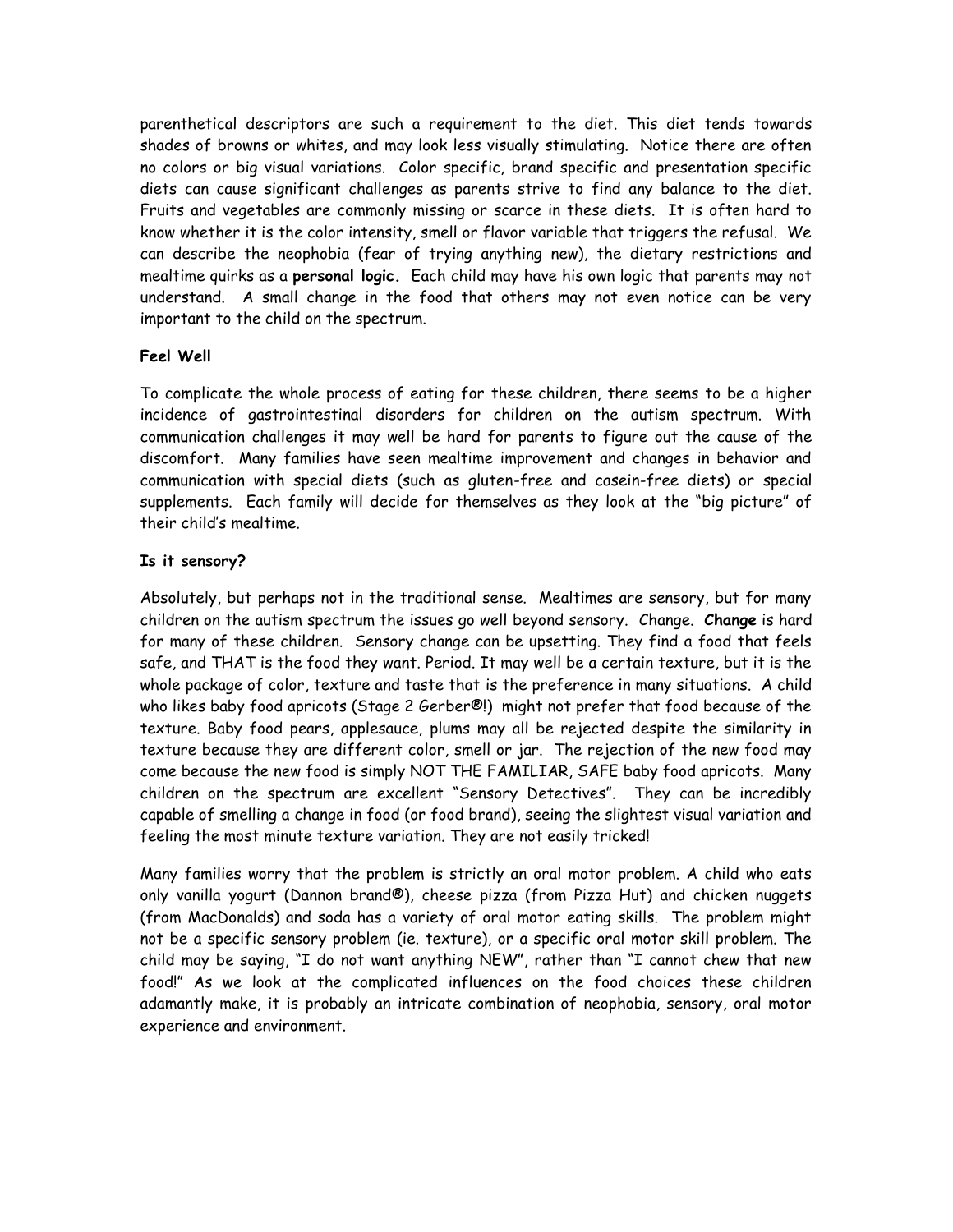parenthetical descriptors are such a requirement to the diet. This diet tends towards shades of browns or whites, and may look less visually stimulating. Notice there are often no colors or big visual variations. Color specific, brand specific and presentation specific diets can cause significant challenges as parents strive to find any balance to the diet. Fruits and vegetables are commonly missing or scarce in these diets. It is often hard to know whether it is the color intensity, smell or flavor variable that triggers the refusal. We can describe the neophobia (fear of trying anything new), the dietary restrictions and mealtime quirks as a **personal logic.** Each child may have his own logic that parents may not understand. A small change in the food that others may not even notice can be very important to the child on the spectrum.

**Feel Well**

To complicate the whole process of eating for these children, there seems to be a higher incidence of gastrointestinal disorders for children on the autism spectrum. With communication challenges it may well be hard for parents to figure out the cause of the discomfort. Many families have seen mealtime improvement and changes in behavior and communication with special diets (such as gluten-free and casein-free diets) or special supplements. Each family will decide for themselves as they look at the "big picture" of their child's mealtime.

**Is it sensory?**

Absolutely, but perhaps not in the traditional sense. Mealtimes are sensory, but for many children on the autism spectrum the issues go well beyond sensory. Change. **Change** is hard for many of these children. Sensory change can be upsetting. They find a food that feels safe, and THAT is the food they want. Period. It may well be a certain texture, but it is the whole package of color, texture and taste that is the preference in many situations. A child who likes baby food apricots (Stage 2 Gerber®!) might not prefer that food because of the texture. Baby food pears, applesauce, plums may all be rejected despite the similarity in texture because they are different color, smell or jar. The rejection of the new food may come because the new food is simply NOT THE FAMILIAR, SAFE baby food apricots. Many children on the spectrum are excellent "Sensory Detectives". They can be incredibly capable of smelling a change in food (or food brand), seeing the slightest visual variation and feeling the most minute texture variation. They are not easily tricked!

Many families worry that the problem is strictly an oral motor problem. A child who eats only vanilla yogurt (Dannon brand®), cheese pizza (from Pizza Hut) and chicken nuggets (from MacDonalds) and soda has a variety of oral motor eating skills. The problem might not be a specific sensory problem (ie. texture), or a specific oral motor skill problem. The child may be saying, "I do not want anything NEW", rather than "I cannot chew that new food!" As we look at the complicated influences on the food choices these children adamantly make, it is probably an intricate combination of neophobia, sensory, oral motor experience and environment.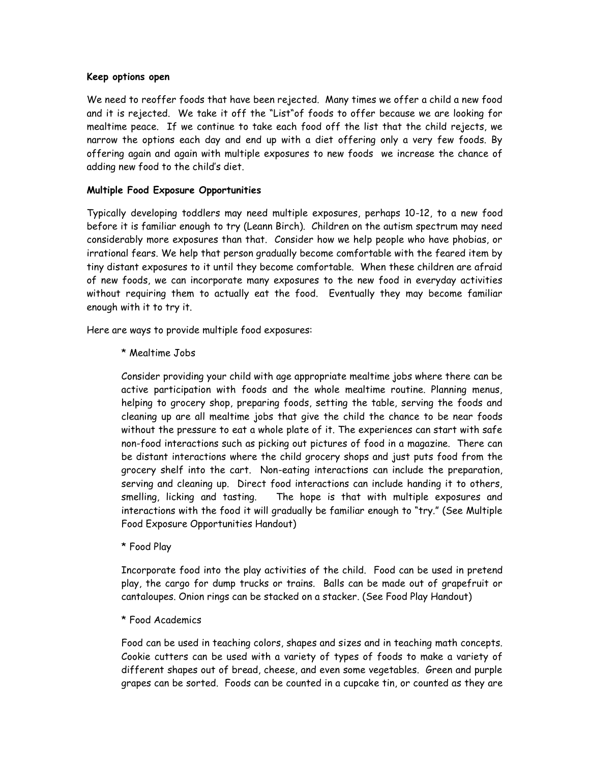**Keep options open**

We need to reoffer foods that have been rejected. Many times we offer a child a new food and it is rejected. We take it off the "List"of foods to offer because we are looking for mealtime peace. If we continue to take each food off the list that the child rejects, we narrow the options each day and end up with a diet offering only a very few foods. By offering again and again with multiple exposures to new foods we increase the chance of adding new food to the child's diet.

**Multiple Food Exposure Opportunities**

Typically developing toddlers may need multiple exposures, perhaps 10-12, to a new food before it is familiar enough to try (Leann Birch). Children on the autism spectrum may need considerably more exposures than that. Consider how we help people who have phobias, or irrational fears. We help that person gradually become comfortable with the feared item by tiny distant exposures to it until they become comfortable. When these children are afraid of new foods, we can incorporate many exposures to the new food in everyday activities without requiring them to actually eat the food. Eventually they may become familiar enough with it to try it.

Here are ways to provide multiple food exposures:

* Mealtime Jobs

Consider providing your child with age appropriate mealtime jobs where there can be active participation with foods and the whole mealtime routine. Planning menus, helping to grocery shop, preparing foods, setting the table, serving the foods and cleaning up are all mealtime jobs that give the child the chance to be near foods without the pressure to eat a whole plate of it. The experiences can start with safe non-food interactions such as picking out pictures of food in a magazine. There can be distant interactions where the child grocery shops and just puts food from the grocery shelf into the cart. Non-eating interactions can include the preparation, serving and cleaning up. Direct food interactions can include handing it to others, smelling, licking and tasting. The hope is that with multiple exposures and interactions with the food it will gradually be familiar enough to "try." (See Multiple Food Exposure Opportunities Handout)

* Food Play

Incorporate food into the play activities of the child. Food can be used in pretend play, the cargo for dump trucks or trains. Balls can be made out of grapefruit or cantaloupes. Onion rings can be stacked on a stacker. (See Food Play Handout)

* Food Academics

Food can be used in teaching colors, shapes and sizes and in teaching math concepts. Cookie cutters can be used with a variety of types of foods to make a variety of different shapes out of bread, cheese, and even some vegetables. Green and purple grapes can be sorted. Foods can be counted in a cupcake tin, or counted as they are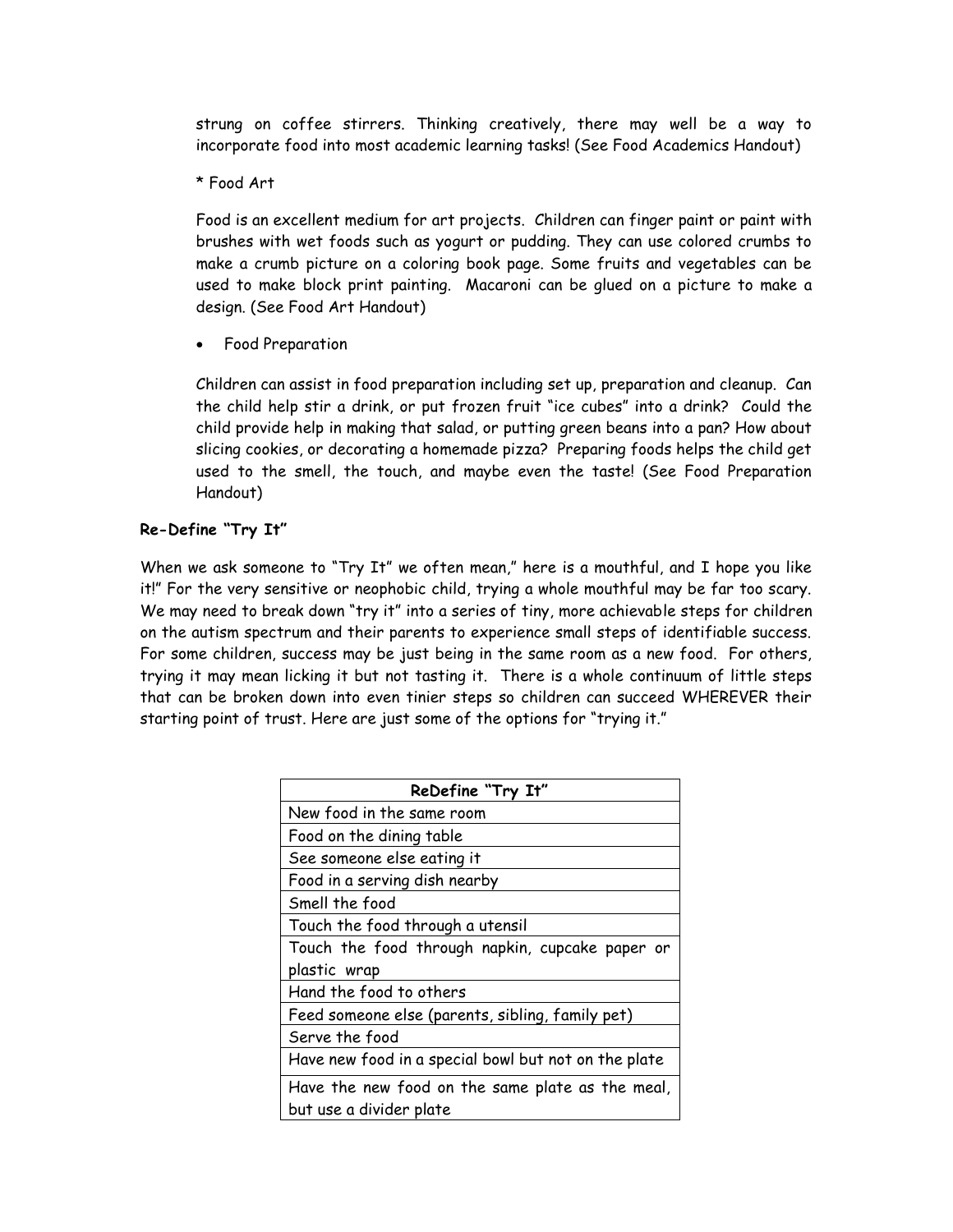strung on coffee stirrers. Thinking creatively, there may well be a way to incorporate food into most academic learning tasks! (See Food Academics Handout)

* Food Art

Food is an excellent medium for art projects. Children can finger paint or paint with brushes with wet foods such as yogurt or pudding. They can use colored crumbs to make a crumb picture on a coloring book page. Some fruits and vegetables can be used to make block print painting. Macaroni can be glued on a picture to make a design. (See Food Art Handout)

- Food Preparation

Children can assist in food preparation including set up, preparation and cleanup. Can the child help stir a drink, or put frozen fruit "ice cubes" into a drink? Could the child provide help in making that salad, or putting green beans into a pan? How about slicing cookies, or decorating a homemade pizza? Preparing foods helps the child get used to the smell, the touch, and maybe even the taste! (See Food Preparation Handout)

**Re-Define "Try It"**

When we ask someone to "Try It" we often mean," here is a mouthful, and I hope you like it!" For the very sensitive or neophobic child, trying a whole mouthful may be far too scary. We may need to break down "try it" into a series of tiny, more achievable steps for children on the autism spectrum and their parents to experience small steps of identifiable success. For some children, success may be just being in the same room as a new food. For others, trying it may mean licking it but not tasting it. There is a whole continuum of little steps that can be broken down into even tinier steps so children can succeed WHEREVER their starting point of trust. Here are just some of the options for "trying it."

| **ReDefine "Try It"** |
| --- |
| New food in the same room |
| Food on the dining table |
| See someone else eating it |
| Food in a serving dish nearby |
| Smell the food |
| Touch the food through a utensil |
| Touch the food through napkin, cupcake paper or plastic wrap |
| Hand the food to others |
| Feed someone else (parents, sibling, family pet) |
| Serve the food |
| Have new food in a special bowl but not on the plate |
| Have the new food on the same plate as the meal, but use a divider plate |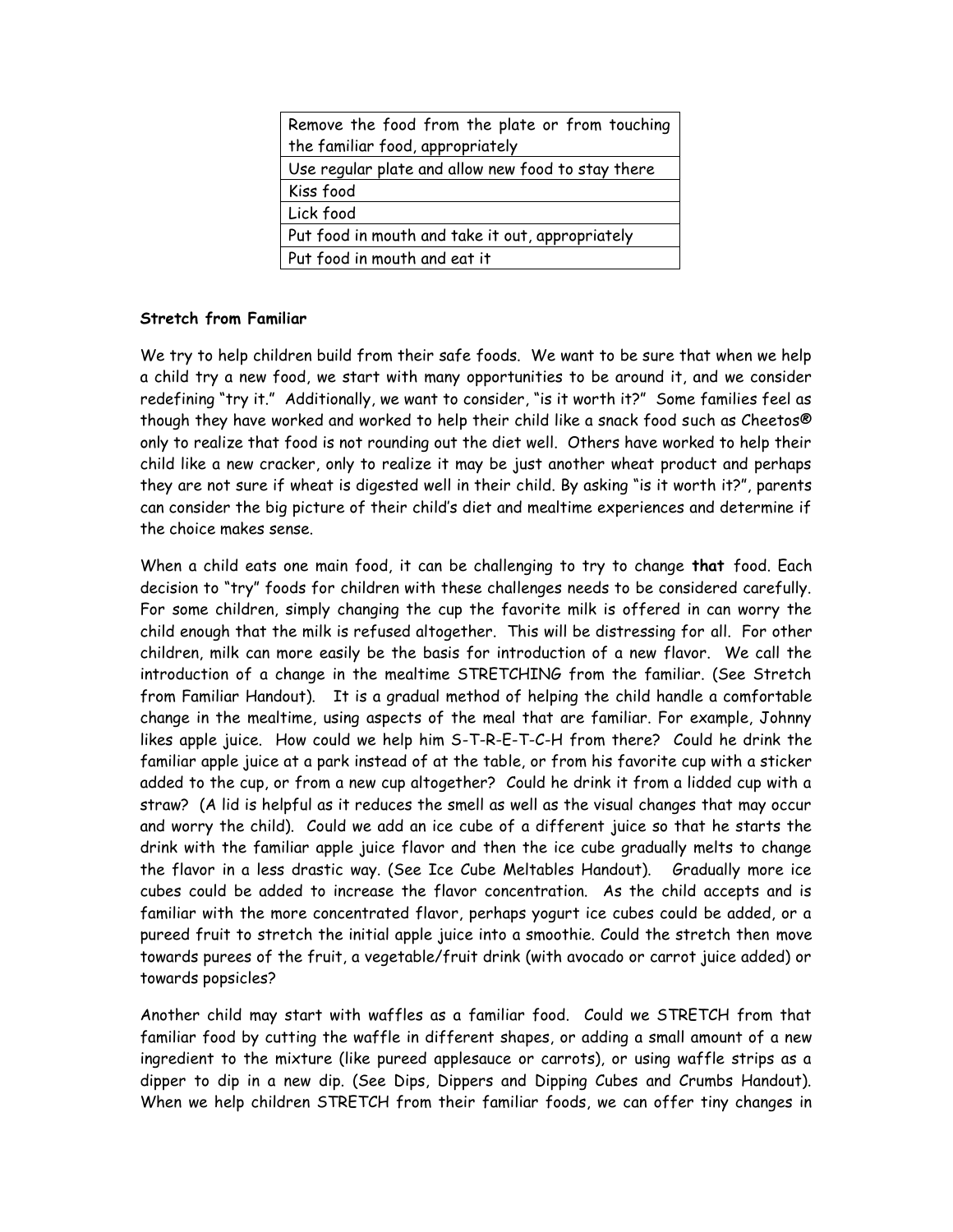| Remove the food from the plate or from touching the familiar food, appropriately |
|---|
| Use regular plate and allow new food to stay there |
| Kiss food |
| Lick food |
| Put food in mouth and take it out, appropriately |
| Put food in mouth and eat it |

**Stretch from Familiar**

We try to help children build from their safe foods. We want to be sure that when we help a child try a new food, we start with many opportunities to be around it, and we consider redefining "try it." Additionally, we want to consider, "is it worth it?" Some families feel as though they have worked and worked to help their child like a snack food such as Cheetos® only to realize that food is not rounding out the diet well. Others have worked to help their child like a new cracker, only to realize it may be just another wheat product and perhaps they are not sure if wheat is digested well in their child. By asking "is it worth it?", parents can consider the big picture of their child's diet and mealtime experiences and determine if the choice makes sense.

When a child eats one main food, it can be challenging to try to change **that** food. Each decision to "try" foods for children with these challenges needs to be considered carefully. For some children, simply changing the cup the favorite milk is offered in can worry the child enough that the milk is refused altogether. This will be distressing for all. For other children, milk can more easily be the basis for introduction of a new flavor. We call the introduction of a change in the mealtime STRETCHING from the familiar. (See Stretch from Familiar Handout). It is a gradual method of helping the child handle a comfortable change in the mealtime, using aspects of the meal that are familiar. For example, Johnny likes apple juice. How could we help him S-T-R-E-T-C-H from there? Could he drink the familiar apple juice at a park instead of at the table, or from his favorite cup with a sticker added to the cup, or from a new cup altogether? Could he drink it from a lidded cup with a straw? (A lid is helpful as it reduces the smell as well as the visual changes that may occur and worry the child). Could we add an ice cube of a different juice so that he starts the drink with the familiar apple juice flavor and then the ice cube gradually melts to change the flavor in a less drastic way. (See Ice Cube Meltables Handout). Gradually more ice cubes could be added to increase the flavor concentration. As the child accepts and is familiar with the more concentrated flavor, perhaps yogurt ice cubes could be added, or a pureed fruit to stretch the initial apple juice into a smoothie. Could the stretch then move towards purees of the fruit, a vegetable/fruit drink (with avocado or carrot juice added) or towards popsicles?

Another child may start with waffles as a familiar food. Could we STRETCH from that familiar food by cutting the waffle in different shapes, or adding a small amount of a new ingredient to the mixture (like pureed applesauce or carrots), or using waffle strips as a dipper to dip in a new dip. (See Dips, Dippers and Dipping Cubes and Crumbs Handout). When we help children STRETCH from their familiar foods, we can offer tiny changes in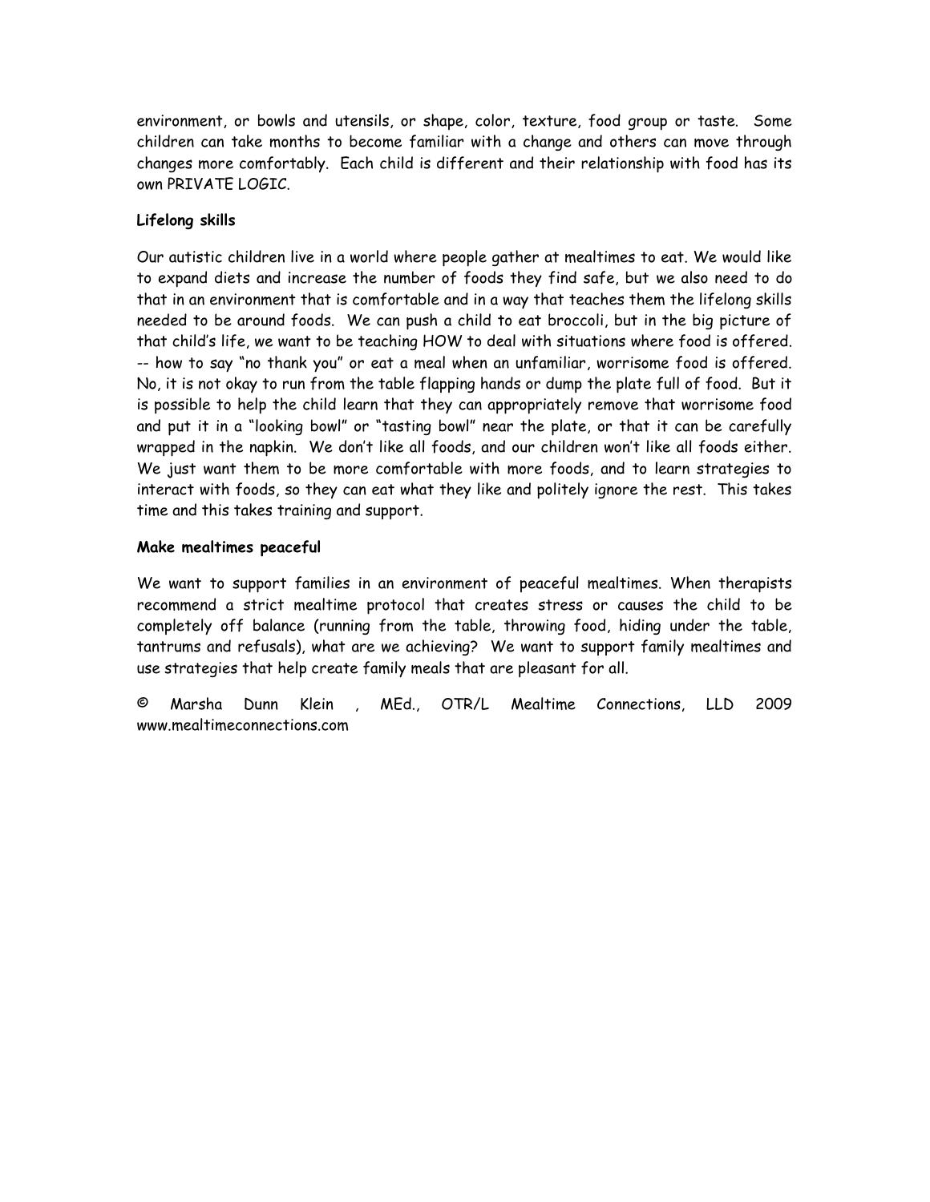environment, or bowls and utensils, or shape, color, texture, food group or taste. Some children can take months to become familiar with a change and others can move through changes more comfortably. Each child is different and their relationship with food has its own PRIVATE LOGIC.

**Lifelong skills**

Our autistic children live in a world where people gather at mealtimes to eat. We would like to expand diets and increase the number of foods they find safe, but we also need to do that in an environment that is comfortable and in a way that teaches them the lifelong skills needed to be around foods. We can push a child to eat broccoli, but in the big picture of that child's life, we want to be teaching HOW to deal with situations where food is offered. -- how to say "no thank you" or eat a meal when an unfamiliar, worrisome food is offered. No, it is not okay to run from the table flapping hands or dump the plate full of food. But it is possible to help the child learn that they can appropriately remove that worrisome food and put it in a "looking bowl" or "tasting bowl" near the plate, or that it can be carefully wrapped in the napkin. We don't like all foods, and our children won't like all foods either. We just want them to be more comfortable with more foods, and to learn strategies to interact with foods, so they can eat what they like and politely ignore the rest. This takes time and this takes training and support.

**Make mealtimes peaceful**

We want to support families in an environment of peaceful mealtimes. When therapists recommend a strict mealtime protocol that creates stress or causes the child to be completely off balance (running from the table, throwing food, hiding under the table, tantrums and refusals), what are we achieving? We want to support family mealtimes and use strategies that help create family meals that are pleasant for all.

© Marsha Dunn Klein , MEd., OTR/L Mealtime Connections, LLD 2009 www.mealtimeconnections.com